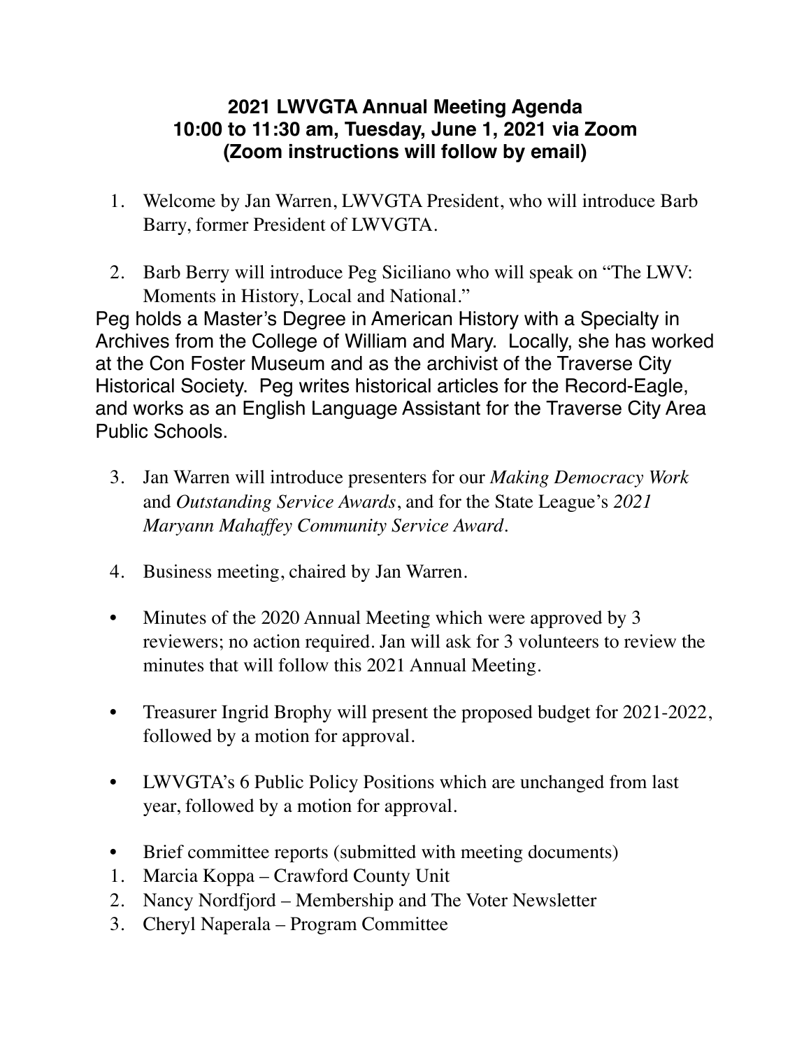## 2021 LWVGTA Annual Meeting Agenda
## 10:00 to 11:30 am, Tuesday, June 1, 2021 via Zoom
## (Zoom instructions will follow by email)

1. Welcome by Jan Warren, LWVGTA President, who will introduce Barb Barry, former President of LWVGTA.

2. Barb Berry will introduce Peg Siciliano who will speak on "The LWV: Moments in History, Local and National."

Peg holds a Master's Degree in American History with a Specialty in Archives from the College of William and Mary. Locally, she has worked at the Con Foster Museum and as the archivist of the Traverse City Historical Society. Peg writes historical articles for the Record-Eagle, and works as an English Language Assistant for the Traverse City Area Public Schools.

3. Jan Warren will introduce presenters for our *Making Democracy Work* and *Outstanding Service Awards*, and for the State League's *2021 Maryann Mahaffey Community Service Award*.

4. Business meeting, chaired by Jan Warren.

- Minutes of the 2020 Annual Meeting which were approved by 3 reviewers; no action required. Jan will ask for 3 volunteers to review the minutes that will follow this 2021 Annual Meeting.

- Treasurer Ingrid Brophy will present the proposed budget for 2021-2022, followed by a motion for approval.

- LWVGTA's 6 Public Policy Positions which are unchanged from last year, followed by a motion for approval.

- Brief committee reports (submitted with meeting documents)

1. Marcia Koppa – Crawford County Unit
2. Nancy Nordfjord – Membership and The Voter Newsletter
3. Cheryl Naperala – Program Committee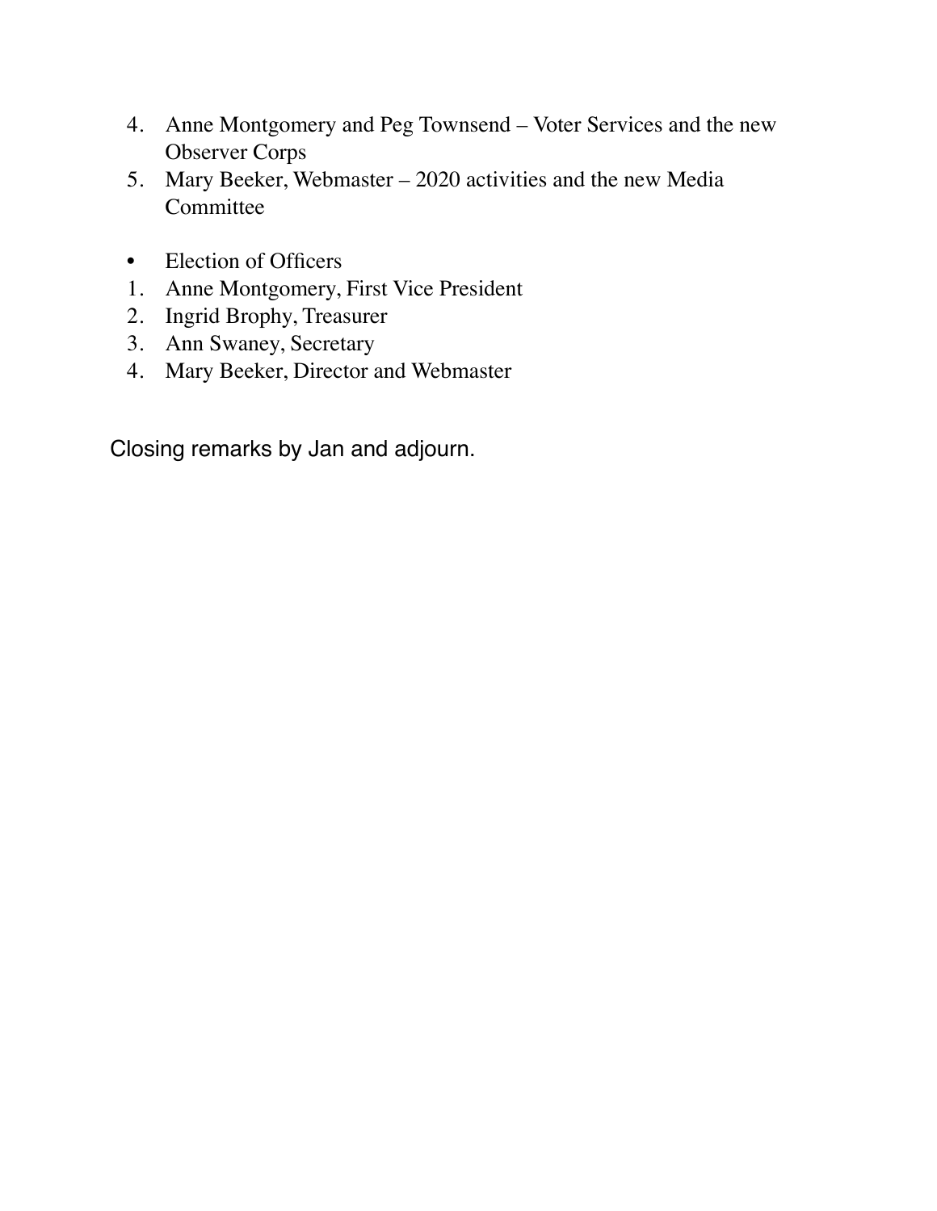4. Anne Montgomery and Peg Townsend – Voter Services and the new Observer Corps
5. Mary Beeker, Webmaster – 2020 activities and the new Media Committee

- Election of Officers

1. Anne Montgomery, First Vice President
2. Ingrid Brophy, Treasurer
3. Ann Swaney, Secretary
4. Mary Beeker, Director and Webmaster

Closing remarks by Jan and adjourn.